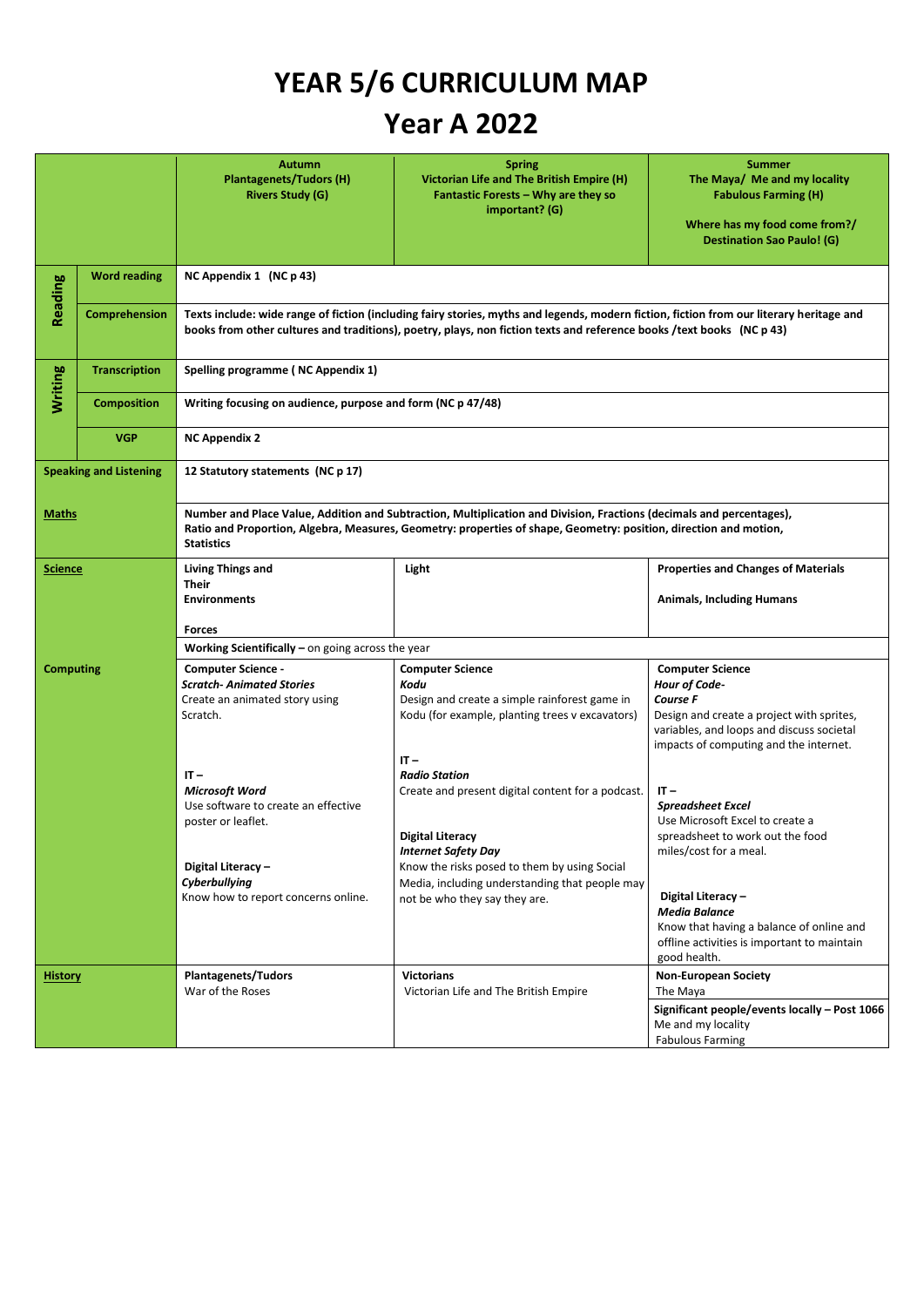# YEAR 5/6 CURRICULUM MAP

## Year A 2022

| | | Autumn<br>Plantagenets/Tudors (H)<br>Rivers Study (G) | Spring<br>Victorian Life and The British Empire (H)<br>Fantastic Forests – Why are they so important? (G) | Summer<br>The Maya/ Me and my locality<br>Fabulous Farming (H)<br><br>Where has my food come from?/<br>Destination Sao Paulo! (G) |
|---|---|---|---|---|
| **Reading** | **Word reading** | **NC Appendix 1 (NC p 43)** | | |
| | **Comprehension** | **Texts include: wide range of fiction (including fairy stories, myths and legends, modern fiction, fiction from our literary heritage and books from other cultures and traditions), poetry, plays, non fiction texts and reference books /text books (NC p 43)** | | |
| **Writing** | **Transcription** | **Spelling programme ( NC Appendix 1)** | | |
| | **Composition** | **Writing focusing on audience, purpose and form (NC p 47/48)** | | |
| | **VGP** | **NC Appendix 2** | | |
| **Speaking and Listening** | | **12 Statutory statements (NC p 17)** | | |
| **Maths** | | **Number and Place Value, Addition and Subtraction, Multiplication and Division, Fractions (decimals and percentages), Ratio and Proportion, Algebra, Measures, Geometry: properties of shape, Geometry: position, direction and motion, Statistics** | | |
| **Science** | | **Living Things and Their Environments**<br><br>**Forces** | **Light** | **Properties and Changes of Materials**<br><br>**Animals, Including Humans** |
| | | **Working Scientifically –** on going across the year | | |
| **Computing** | | **Computer Science -**<br>***Scratch- Animated Stories***<br>Create an animated story using Scratch.<br><br>**IT –**<br>***Microsoft Word***<br>Use software to create an effective poster or leaflet.<br><br>**Digital Literacy –**<br>***Cyberbullying***<br>Know how to report concerns online. | **Computer Science**<br>***Kodu***<br>Design and create a simple rainforest game in Kodu (for example, planting trees v excavators)<br><br>**IT –**<br>***Radio Station***<br>Create and present digital content for a podcast.<br><br>**Digital Literacy**<br>***Internet Safety Day***<br>Know the risks posed to them by using Social Media, including understanding that people may not be who they say they are. | **Computer Science**<br>***Hour of Code-***<br>***Course F***<br>Design and create a project with sprites, variables, and loops and discuss societal impacts of computing and the internet.<br><br>**IT –**<br>***Spreadsheet Excel***<br>Use Microsoft Excel to create a spreadsheet to work out the food miles/cost for a meal.<br><br>**Digital Literacy –**<br>***Media Balance***<br>Know that having a balance of online and offline activities is important to maintain good health. |
| **History** | | **Plantagenets/Tudors**<br>War of the Roses | **Victorians**<br>Victorian Life and The British Empire | **Non-European Society**<br>The Maya<br><br>**Significant people/events locally – Post 1066**<br>Me and my locality<br>Fabulous Farming |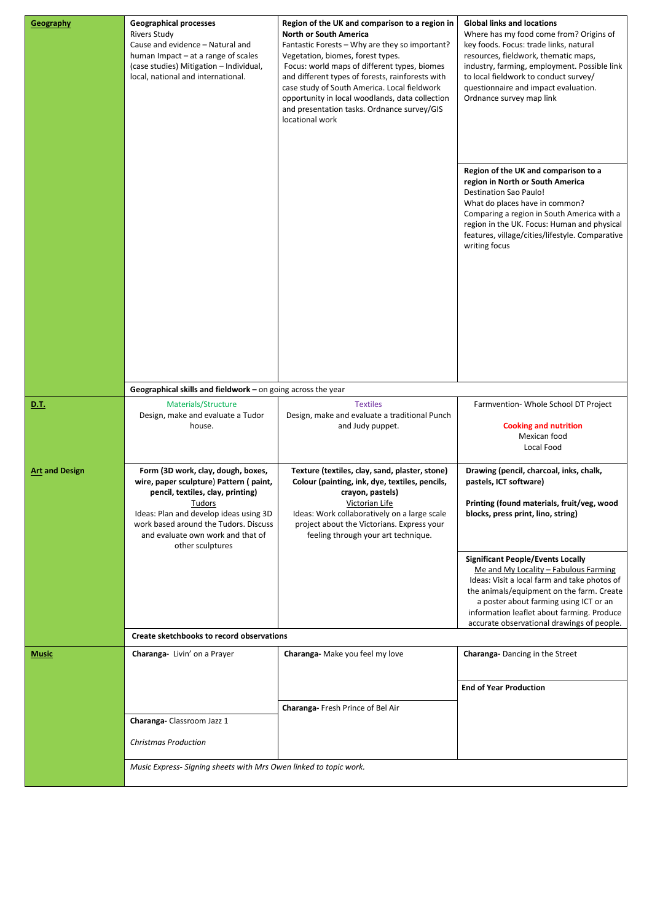| | | | |
|---|---|---|---|
| **Geography** | **Geographical processes**<br>Rivers Study<br>Cause and evidence – Natural and human Impact – at a range of scales (case studies) Mitigation – Individual, local, national and international. | **Region of the UK and comparison to a region in North or South America**<br>Fantastic Forests – Why are they so important? Vegetation, biomes, forest types.<br>Focus: world maps of different types, biomes and different types of forests, rainforests with case study of South America. Local fieldwork opportunity in local woodlands, data collection and presentation tasks. Ordnance survey/GIS locational work | **Global links and locations**<br>Where has my food come from? Origins of key foods. Focus: trade links, natural resources, fieldwork, thematic maps, industry, farming, employment. Possible link to local fieldwork to conduct survey/ questionnaire and impact evaluation. Ordnance survey map link<br><br>**Region of the UK and comparison to a region in North or South America**<br>Destination Sao Paulo!<br>What do places have in common? Comparing a region in South America with a region in the UK. Focus: Human and physical features, village/cities/lifestyle. Comparative writing focus |
| | **Geographical skills and fieldwork –** on going across the year | | |
| **D.T.** | Materials/Structure<br>Design, make and evaluate a Tudor house. | Textiles<br>Design, make and evaluate a traditional Punch and Judy puppet. | Farmvention- Whole School DT Project<br><br>**Cooking and nutrition**<br>Mexican food<br>Local Food |
| **Art and Design** | **Form (3D work, clay, dough, boxes, wire, paper sculpture) Pattern ( paint, pencil, textiles, clay, printing)**<br>Tudors<br>Ideas: Plan and develop ideas using 3D work based around the Tudors. Discuss and evaluate own work and that of other sculptures | **Texture (textiles, clay, sand, plaster, stone) Colour (painting, ink, dye, textiles, pencils, crayon, pastels)**<br>Victorian Life<br>Ideas: Work collaboratively on a large scale project about the Victorians. Express your feeling through your art technique. | **Drawing (pencil, charcoal, inks, chalk, pastels, ICT software)**<br><br>**Printing (found materials, fruit/veg, wood blocks, press print, lino, string)**<br><br>**Significant People/Events Locally**<br>Me and My Locality – Fabulous Farming<br>Ideas: Visit a local farm and take photos of the animals/equipment on the farm. Create a poster about farming using ICT or an information leaflet about farming. Produce accurate observational drawings of people. |
| | **Create sketchbooks to record observations** | | |
| **Music** | **Charanga-** Livin' on a Prayer<br><br>**Charanga-** Classroom Jazz 1<br><br>*Christmas Production* | **Charanga-** Make you feel my love<br><br>**Charanga-** Fresh Prince of Bel Air | **Charanga-** Dancing in the Street<br><br>**End of Year Production** |
| | *Music Express- Signing sheets with Mrs Owen linked to topic work.* | | |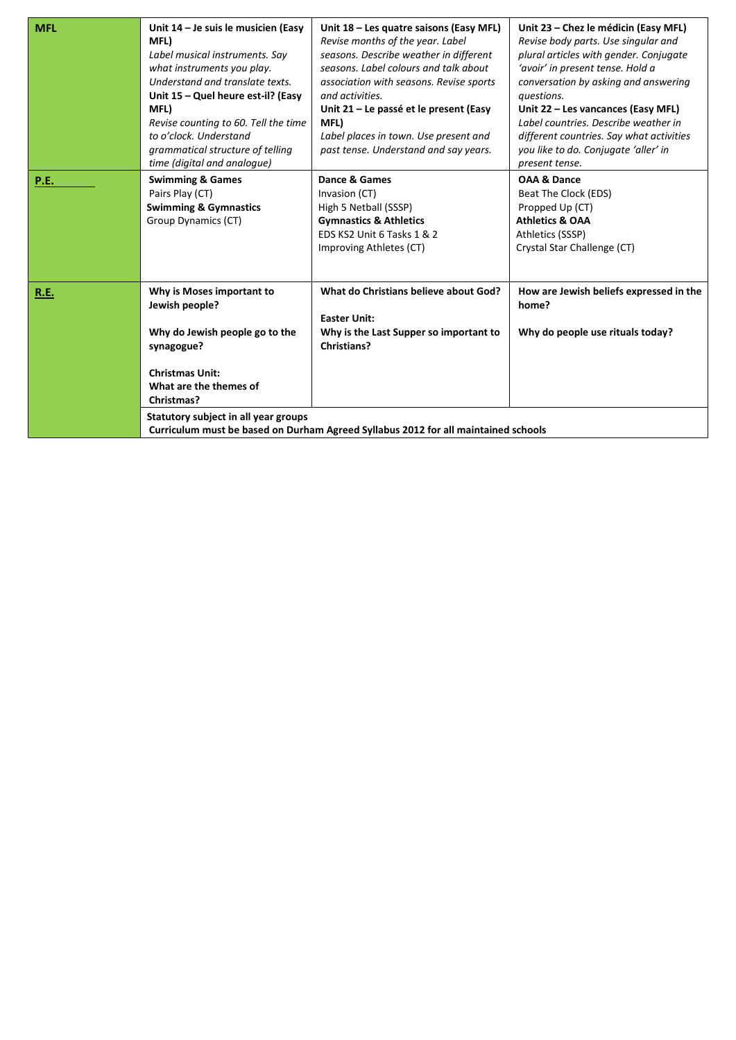| | | | |
|---|---|---|---|
| **MFL** | **Unit 14 – Je suis le musicien (Easy MFL)**<br>*Label musical instruments. Say what instruments you play. Understand and translate texts.*<br>**Unit 15 – Quel heure est-il? (Easy MFL)**<br>*Revise counting to 60. Tell the time to o'clock. Understand grammatical structure of telling time (digital and analogue)* | **Unit 18 – Les quatre saisons (Easy MFL)**<br>*Revise months of the year. Label seasons. Describe weather in different seasons. Label colours and talk about association with seasons. Revise sports and activities.*<br>**Unit 21 – Le passé et le present (Easy MFL)**<br>*Label places in town. Use present and past tense. Understand and say years.* | **Unit 23 – Chez le médicin (Easy MFL)**<br>*Revise body parts. Use singular and plural articles with gender. Conjugate 'avoir' in present tense. Hold a conversation by asking and answering questions.*<br>**Unit 22 – Les vancances (Easy MFL)**<br>*Label countries. Describe weather in different countries. Say what activities you like to do. Conjugate 'aller' in present tense.* |
| **P.E.** | **Swimming & Games**<br>Pairs Play (CT)<br>**Swimming & Gymnastics**<br>Group Dynamics (CT) | **Dance & Games**<br>Invasion (CT)<br>High 5 Netball (SSSP)<br>**Gymnastics & Athletics**<br>EDS KS2 Unit 6 Tasks 1 & 2<br>Improving Athletes (CT) | **OAA & Dance**<br>Beat The Clock (EDS)<br>Propped Up (CT)<br>**Athletics & OAA**<br>Athletics (SSSP)<br>Crystal Star Challenge (CT) |
| **R.E.** | **Why is Moses important to Jewish people?**<br><br>**Why do Jewish people go to the synagogue?**<br><br>**Christmas Unit:**<br>**What are the themes of Christmas?** | **What do Christians believe about God?**<br><br>**Easter Unit:**<br>**Why is the Last Supper so important to Christians?** | **How are Jewish beliefs expressed in the home?**<br><br>**Why do people use rituals today?** |
| | **Statutory subject in all year groups**<br>**Curriculum must be based on Durham Agreed Syllabus 2012 for all maintained schools** | | |